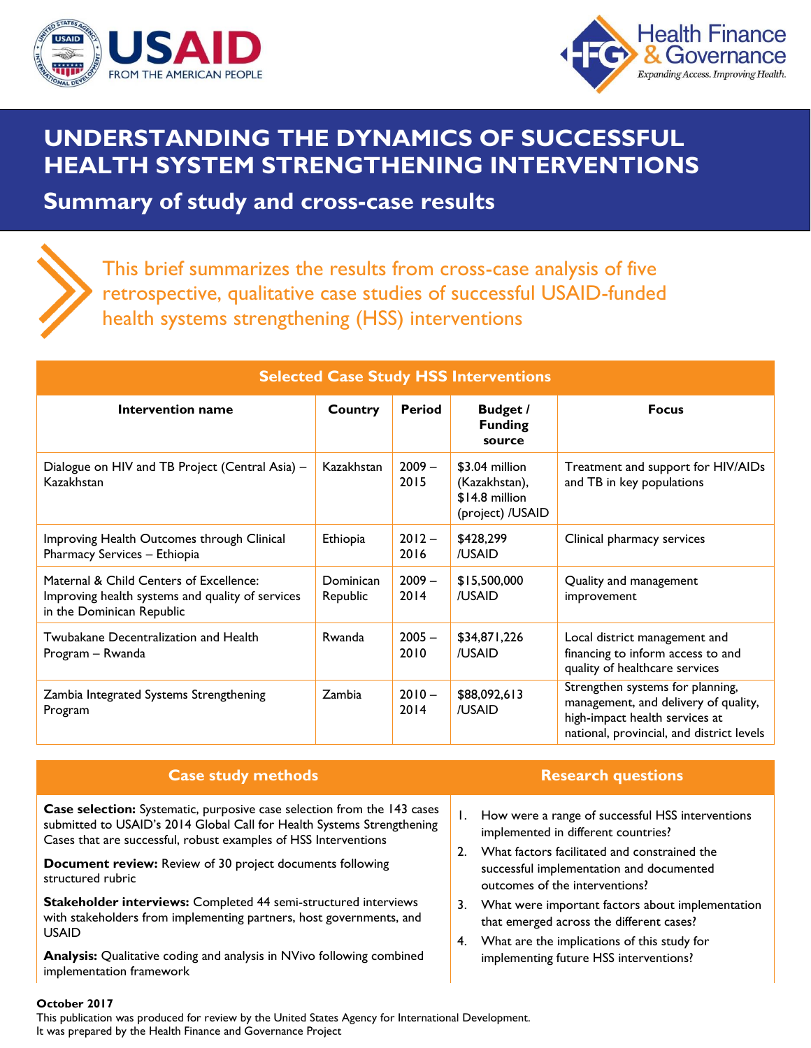# UNDERSTANDING THE DYNAMICS OF SUCCESSFUL HEALTH SYSTEM STRENGTHENING INTERVENTIONS

## Summary of study and cross-case results

This brief summarizes the results from cross-case analysis of five retrospective, qualitative case studies of successful USAID-funded health systems strengthening (HSS) interventions

**Selected Case Study HSS Interventions**

| Intervention name | Country | Period | Budget / Funding source | Focus |
|---|---|---|---|---|
| Dialogue on HIV and TB Project (Central Asia) – Kazakhstan | Kazakhstan | 2009 – 2015 | $3.04 million (Kazakhstan), $14.8 million (project) /USAID | Treatment and support for HIV/AIDs and TB in key populations |
| Improving Health Outcomes through Clinical Pharmacy Services – Ethiopia | Ethiopia | 2012 – 2016 | $428,299 /USAID | Clinical pharmacy services |
| Maternal & Child Centers of Excellence: Improving health systems and quality of services in the Dominican Republic | Dominican Republic | 2009 – 2014 | $15,500,000 /USAID | Quality and management improvement |
| Twubakane Decentralization and Health Program – Rwanda | Rwanda | 2005 – 2010 | $34,871,226 /USAID | Local district management and financing to inform access to and quality of healthcare services |
| Zambia Integrated Systems Strengthening Program | Zambia | 2010 – 2014 | $88,092,613 /USAID | Strengthen systems for planning, management, and delivery of quality, high-impact health services at national, provincial, and district levels |

### Case study methods

**Case selection:** Systematic, purposive case selection from the 143 cases submitted to USAID's 2014 Global Call for Health Systems Strengthening Cases that are successful, robust examples of HSS Interventions

**Document review:** Review of 30 project documents following structured rubric

**Stakeholder interviews:** Completed 44 semi-structured interviews with stakeholders from implementing partners, host governments, and USAID

**Analysis:** Qualitative coding and analysis in NVivo following combined implementation framework

### Research questions

1. How were a range of successful HSS interventions implemented in different countries?
2. What factors facilitated and constrained the successful implementation and documented outcomes of the interventions?
3. What were important factors about implementation that emerged across the different cases?
4. What are the implications of this study for implementing future HSS interventions?

**October 2017**

This publication was produced for review by the United States Agency for International Development. It was prepared by the Health Finance and Governance Project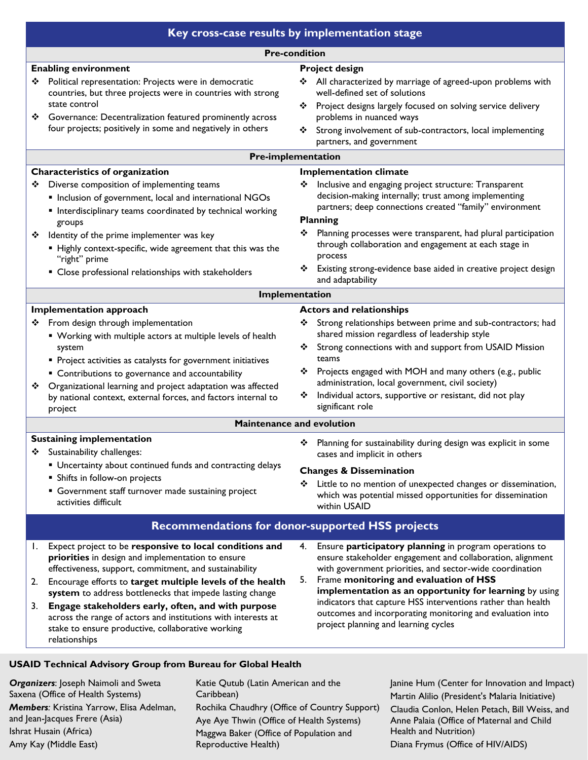## Key cross-case results by implementation stage

### Pre-condition

**Enabling environment**

- Political representation: Projects were in democratic countries, but three projects were in countries with strong state control
- Governance: Decentralization featured prominently across four projects; positively in some and negatively in others

**Project design**

- All characterized by marriage of agreed-upon problems with well-defined set of solutions
- Project designs largely focused on solving service delivery problems in nuanced ways
- Strong involvement of sub-contractors, local implementing partners, and government

### Pre-implementation

**Characteristics of organization**

- Diverse composition of implementing teams
  - Inclusion of government, local and international NGOs
  - Interdisciplinary teams coordinated by technical working groups
- Identity of the prime implementer was key
  - Highly context-specific, wide agreement that this was the "right" prime
  - Close professional relationships with stakeholders

**Implementation climate**

- Inclusive and engaging project structure: Transparent decision-making internally; trust among implementing partners; deep connections created "family" environment

**Planning**

- Planning processes were transparent, had plural participation through collaboration and engagement at each stage in process
- Existing strong-evidence base aided in creative project design and adaptability

### Implementation

**Implementation approach**

- From design through implementation
  - Working with multiple actors at multiple levels of health system
  - Project activities as catalysts for government initiatives
  - Contributions to governance and accountability
- Organizational learning and project adaptation was affected by national context, external forces, and factors internal to project

**Actors and relationships**

- Strong relationships between prime and sub-contractors; had shared mission regardless of leadership style
- Strong connections with and support from USAID Mission teams
- Projects engaged with MOH and many others (e.g., public administration, local government, civil society)
- Individual actors, supportive or resistant, did not play significant role

### Maintenance and evolution

**Sustaining implementation**

- Sustainability challenges:
  - Uncertainty about continued funds and contracting delays
  - Shifts in follow-on projects
  - Government staff turnover made sustaining project activities difficult
- Planning for sustainability during design was explicit in some cases and implicit in others

**Changes & Dissemination**

- Little to no mention of unexpected changes or dissemination, which was potential missed opportunities for dissemination within USAID

## Recommendations for donor-supported HSS projects

1. Expect project to be **responsive to local conditions and priorities** in design and implementation to ensure effectiveness, support, commitment, and sustainability
2. Encourage efforts to **target multiple levels of the health system** to address bottlenecks that impede lasting change
3. **Engage stakeholders early, often, and with purpose** across the range of actors and institutions with interests at stake to ensure productive, collaborative working relationships
4. Ensure **participatory planning** in program operations to ensure stakeholder engagement and collaboration, alignment with government priorities, and sector-wide coordination
5. Frame **monitoring and evaluation of HSS implementation as an opportunity for learning** by using indicators that capture HSS interventions rather than health outcomes and incorporating monitoring and evaluation into project planning and learning cycles

**USAID Technical Advisory Group from Bureau for Global Health**

***Organizers***: Joseph Naimoli and Sweta Saxena (Office of Health Systems)
***Members***: Kristina Yarrow, Elisa Adelman, and Jean-Jacques Frere (Asia)
Ishrat Husain (Africa)
Amy Kay (Middle East)
Katie Qutub (Latin American and the Caribbean)
Rochika Chaudhry (Office of Country Support)
Aye Aye Thwin (Office of Health Systems)
Maggwa Baker (Office of Population and Reproductive Health)
Janine Hum (Center for Innovation and Impact)
Martin Alilio (President's Malaria Initiative)
Claudia Conlon, Helen Petach, Bill Weiss, and Anne Palaia (Office of Maternal and Child Health and Nutrition)
Diana Frymus (Office of HIV/AIDS)